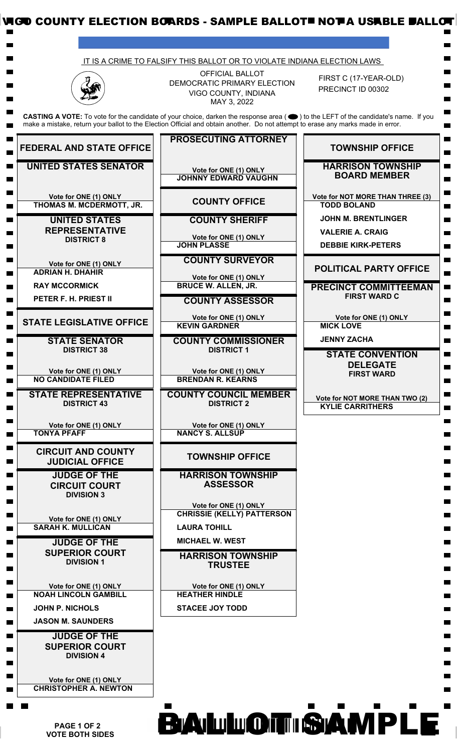# VIGO COUNTY ELECTION BOARDS - SAMPLE BALLOT - NOT A USABLE BALLOT

IT IS A CRIME TO FALSIFY THIS BALLOT OR TO VIOLATE INDIANA ELECTION LAWS

OFFICIAL BALLOT
DEMOCRATIC PRIMARY ELECTION
VIGO COUNTY, INDIANA
MAY 3, 2022

FIRST C (17-YEAR-OLD)
PRECINCT ID 00302

**CASTING A VOTE:** To vote for the candidate of your choice, darken the response area ( ⬬ ) to the LEFT of the candidate's name. If you make a mistake, return your ballot to the Election Official and obtain another. Do not attempt to erase any marks made in error.

## FEDERAL AND STATE OFFICE

### UNITED STATES SENATOR

Vote for ONE (1) ONLY

- THOMAS M. MCDERMOTT, JR.

### UNITED STATES REPRESENTATIVE
DISTRICT 8

Vote for ONE (1) ONLY

- ADRIAN H. DHAHIR
- RAY MCCORMICK
- PETER F. H. PRIEST II

## STATE LEGISLATIVE OFFICE

### STATE SENATOR
DISTRICT 38

Vote for ONE (1) ONLY

- NO CANDIDATE FILED

### STATE REPRESENTATIVE
DISTRICT 43

Vote for ONE (1) ONLY

- TONYA PFAFF

## CIRCUIT AND COUNTY JUDICIAL OFFICE

### JUDGE OF THE CIRCUIT COURT
DIVISION 3

Vote for ONE (1) ONLY

- SARAH K. MULLICAN

### JUDGE OF THE SUPERIOR COURT
DIVISION 1

Vote for ONE (1) ONLY

- NOAH LINCOLN GAMBILL
- JOHN P. NICHOLS
- JASON M. SAUNDERS

### JUDGE OF THE SUPERIOR COURT
DIVISION 4

Vote for ONE (1) ONLY

- CHRISTOPHER A. NEWTON

## PROSECUTING ATTORNEY

Vote for ONE (1) ONLY

- JOHNNY EDWARD VAUGHN

## COUNTY OFFICE

### COUNTY SHERIFF

Vote for ONE (1) ONLY

- JOHN PLASSE

### COUNTY SURVEYOR

Vote for ONE (1) ONLY

- BRUCE W. ALLEN, JR.

### COUNTY ASSESSOR

Vote for ONE (1) ONLY

- KEVIN GARDNER

### COUNTY COMMISSIONER
DISTRICT 1

Vote for ONE (1) ONLY

- BRENDAN R. KEARNS

### COUNTY COUNCIL MEMBER
DISTRICT 2

Vote for ONE (1) ONLY

- NANCY S. ALLSUP

## TOWNSHIP OFFICE

### HARRISON TOWNSHIP ASSESSOR

Vote for ONE (1) ONLY

- CHRISSIE (KELLY) PATTERSON
- LAURA TOHILL
- MICHAEL W. WEST

### HARRISON TOWNSHIP TRUSTEE

Vote for ONE (1) ONLY

- HEATHER HINDLE
- STACEE JOY TODD

## TOWNSHIP OFFICE

### HARRISON TOWNSHIP BOARD MEMBER

Vote for NOT MORE THAN THREE (3)

- TODD BOLAND
- JOHN M. BRENTLINGER
- VALERIE A. CRAIG
- DEBBIE KIRK-PETERS

## POLITICAL PARTY OFFICE

### PRECINCT COMMITTEEMAN
FIRST WARD C

Vote for ONE (1) ONLY

- MICK LOVE
- JENNY ZACHA

### STATE CONVENTION DELEGATE
FIRST WARD

Vote for NOT MORE THAN TWO (2)

- KYLIE CARRITHERS

PAGE 1 OF 2
VOTE BOTH SIDES

BALLOT SAMPLE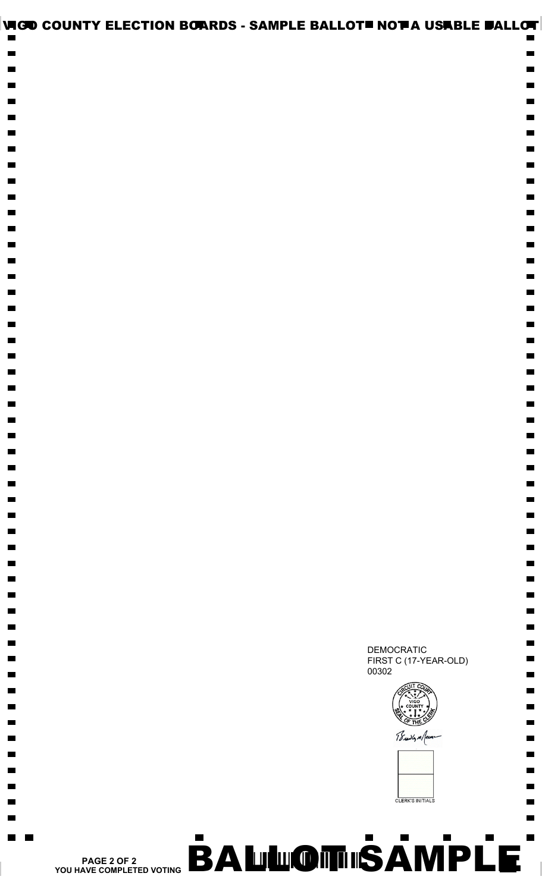VIGO COUNTY ELECTION BOARDS - SAMPLE BALLOT NOT A USABLE BALLOT

DEMOCRATIC
FIRST C (17-YEAR-OLD)
00302

CLERK'S INITIALS

YOU HAVE COMPLETED VOTING

BALLOT SAMPLE